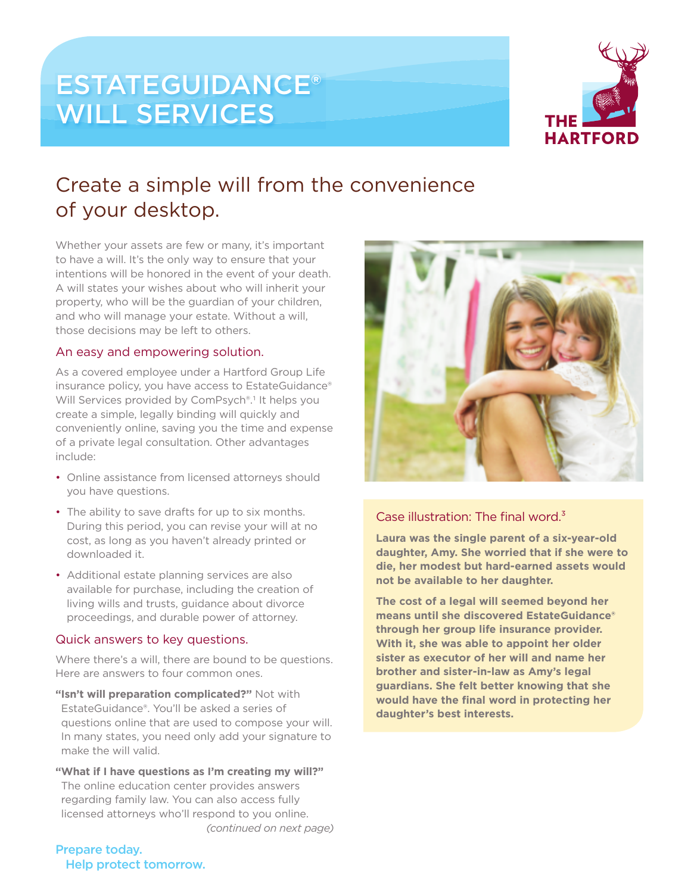# ESTATEGUIDANCE® WILL SERVICES

THE HARTFORD

## Create a simple will from the convenience of your desktop.

Whether your assets are few or many, it's important to have a will. It's the only way to ensure that your intentions will be honored in the event of your death. A will states your wishes about who will inherit your property, who will be the guardian of your children, and who will manage your estate. Without a will, those decisions may be left to others.

### An easy and empowering solution.

As a covered employee under a Hartford Group Life insurance policy, you have access to EstateGuidance® Will Services provided by ComPsych®.[1] It helps you create a simple, legally binding will quickly and conveniently online, saving you the time and expense of a private legal consultation. Other advantages include:

- Online assistance from licensed attorneys should you have questions.
- The ability to save drafts for up to six months. During this period, you can revise your will at no cost, as long as you haven't already printed or downloaded it.
- Additional estate planning services are also available for purchase, including the creation of living wills and trusts, guidance about divorce proceedings, and durable power of attorney.

### Quick answers to key questions.

Where there's a will, there are bound to be questions. Here are answers to four common ones.

**"Isn't will preparation complicated?"** Not with EstateGuidance®. You'll be asked a series of questions online that are used to compose your will. In many states, you need only add your signature to make the will valid.

**"What if I have questions as I'm creating my will?"** The online education center provides answers regarding family law. You can also access fully licensed attorneys who'll respond to you online.

*(continued on next page)*

### Case illustration: The final word.[3]

**Laura was the single parent of a six-year-old daughter, Amy. She worried that if she were to die, her modest but hard-earned assets would not be available to her daughter.**

**The cost of a legal will seemed beyond her means until she discovered EstateGuidance® through her group life insurance provider. With it, she was able to appoint her older sister as executor of her will and name her brother and sister-in-law as Amy's legal guardians. She felt better knowing that she would have the final word in protecting her daughter's best interests.**

Prepare today.
Help protect tomorrow.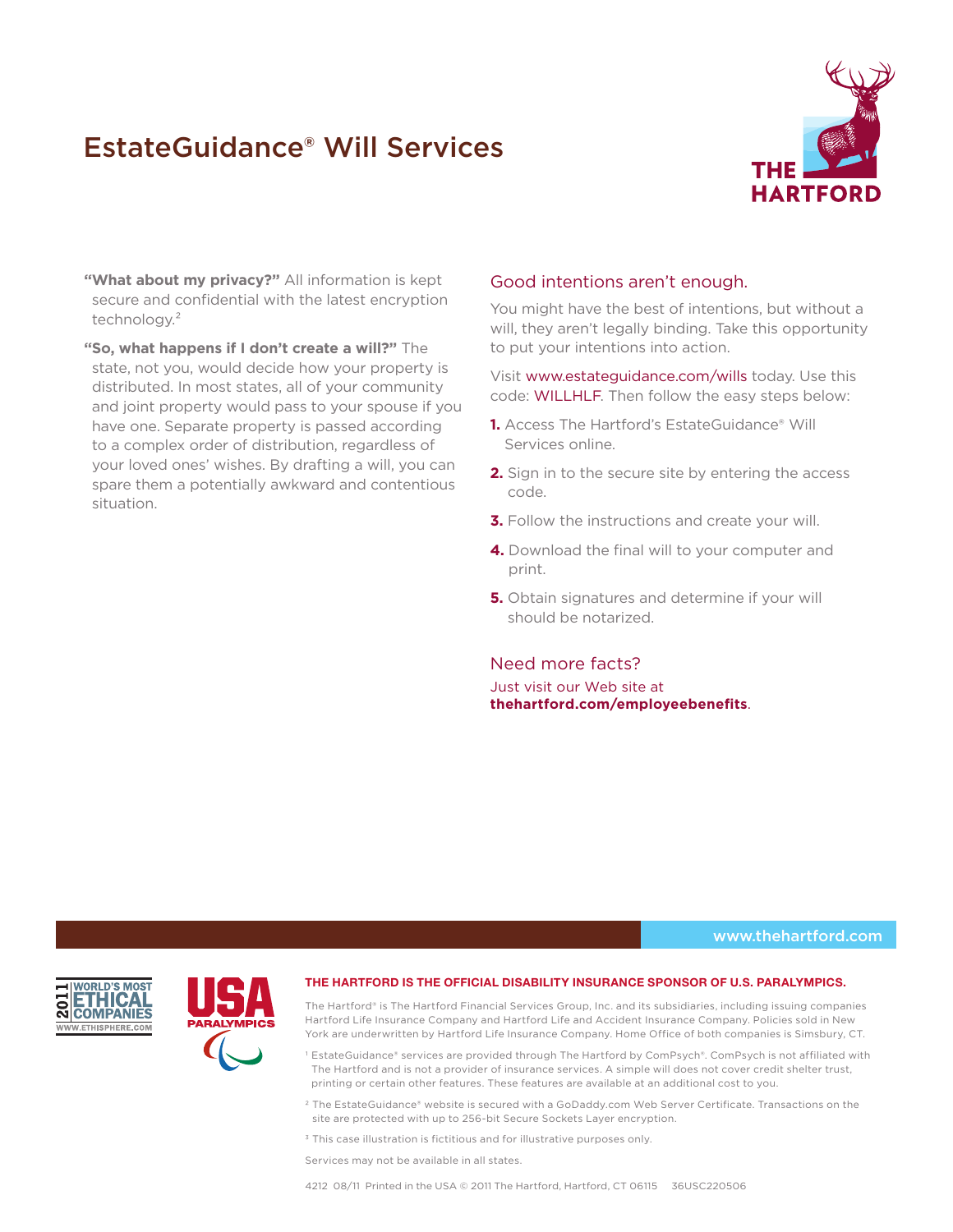// Note: reproduced as visible; footnote superscripts rendered as [n].
# EstateGuidance® Will Services

**"What about my privacy?"** All information is kept secure and confidential with the latest encryption technology.[2]

**"So, what happens if I don't create a will?"** The state, not you, would decide how your property is distributed. In most states, all of your community and joint property would pass to your spouse if you have one. Separate property is passed according to a complex order of distribution, regardless of your loved ones' wishes. By drafting a will, you can spare them a potentially awkward and contentious situation.

## Good intentions aren't enough.

You might have the best of intentions, but without a will, they aren't legally binding. Take this opportunity to put your intentions into action.

Visit www.estateguidance.com/wills today. Use this code: WILLHLF. Then follow the easy steps below:

1. Access The Hartford's EstateGuidance® Will Services online.
2. Sign in to the secure site by entering the access code.
3. Follow the instructions and create your will.
4. Download the final will to your computer and print.
5. Obtain signatures and determine if your will should be notarized.

## Need more facts?

Just visit our Web site at **thehartford.com/employeebenefits**.

www.thehartford.com

**THE HARTFORD IS THE OFFICIAL DISABILITY INSURANCE SPONSOR OF U.S. PARALYMPICS.**

The Hartford® is The Hartford Financial Services Group, Inc. and its subsidiaries, including issuing companies Hartford Life Insurance Company and Hartford Life and Accident Insurance Company. Policies sold in New York are underwritten by Hartford Life Insurance Company. Home Office of both companies is Simsbury, CT.

[1] EstateGuidance® services are provided through The Hartford by ComPsych®. ComPsych is not affiliated with The Hartford and is not a provider of insurance services. A simple will does not cover credit shelter trust, printing or certain other features. These features are available at an additional cost to you.

[2] The EstateGuidance® website is secured with a GoDaddy.com Web Server Certificate. Transactions on the site are protected with up to 256-bit Secure Sockets Layer encryption.

[3] This case illustration is fictitious and for illustrative purposes only.

Services may not be available in all states.

4212 08/11 Printed in the USA © 2011 The Hartford, Hartford, CT 06115 36USC220506